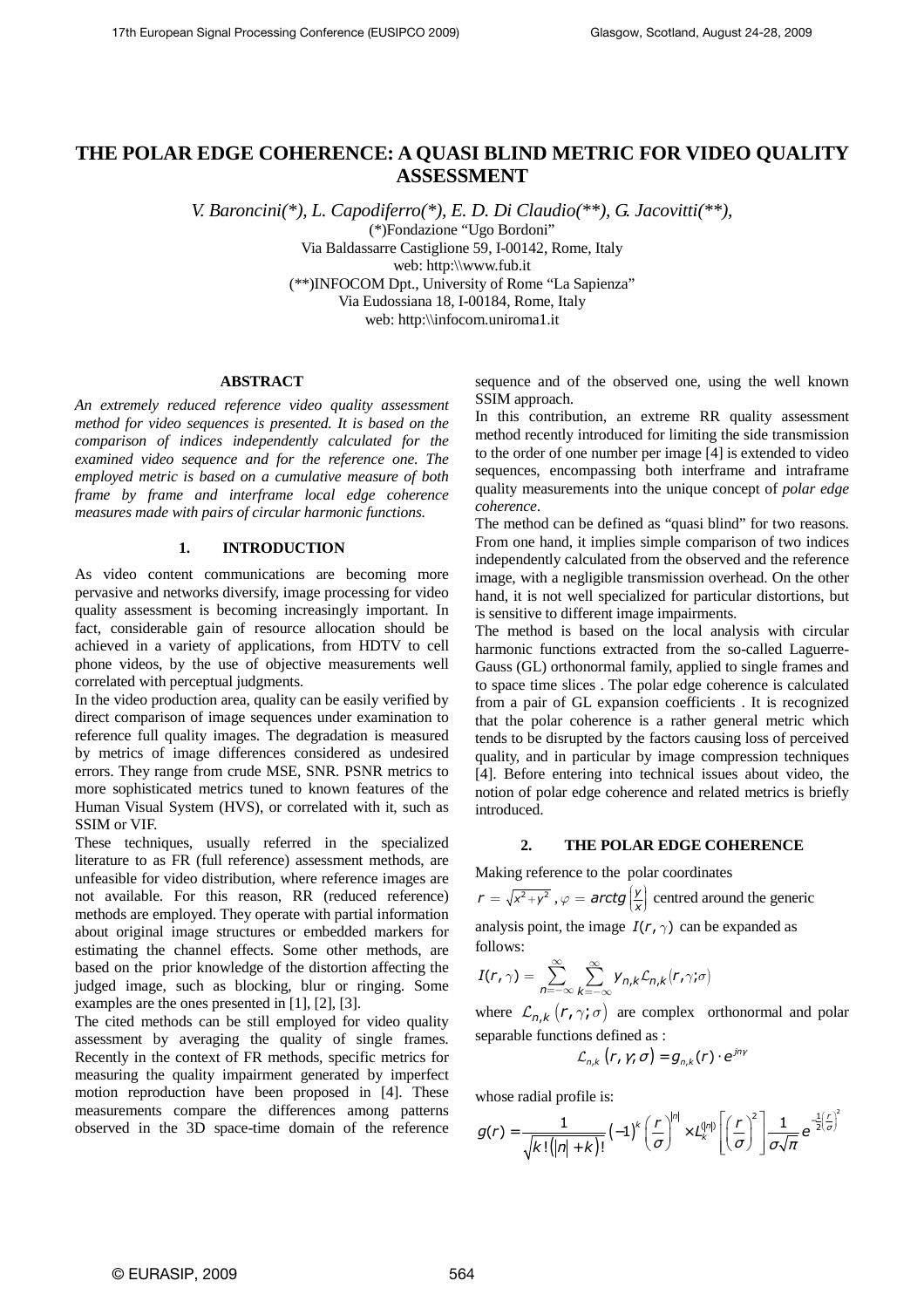# THE POLAR EDGE COHERENCE: A QUASI BLIND METRIC FOR VIDEO QUALITY ASSESSMENT

*V. Baroncini(\*), L. Capodiferro(\*), E. D. Di Claudio(\*\*), G. Jacovitti(\*\*),*

(\*)Fondazione "Ugo Bordoni"
Via Baldassarre Castiglione 59, I-00142, Rome, Italy
web: http:\\www.fub.it
(\*\*)INFOCOM Dpt., University of Rome "La Sapienza"
Via Eudossiana 18, I-00184, Rome, Italy
web: http:\\infocom.uniroma1.it

## ABSTRACT

*An extremely reduced reference video quality assessment method for video sequences is presented. It is based on the comparison of indices independently calculated for the examined video sequence and for the reference one. The employed metric is based on a cumulative measure of both frame by frame and interframe local edge coherence measures made with pairs of circular harmonic functions.*

## 1. INTRODUCTION

As video content communications are becoming more pervasive and networks diversify, image processing for video quality assessment is becoming increasingly important. In fact, considerable gain of resource allocation should be achieved in a variety of applications, from HDTV to cell phone videos, by the use of objective measurements well correlated with perceptual judgments.

In the video production area, quality can be easily verified by direct comparison of image sequences under examination to reference full quality images. The degradation is measured by metrics of image differences considered as undesired errors. They range from crude MSE, SNR. PSNR metrics to more sophisticated metrics tuned to known features of the Human Visual System (HVS), or correlated with it, such as SSIM or VIF.

These techniques, usually referred in the specialized literature to as FR (full reference) assessment methods, are unfeasible for video distribution, where reference images are not available. For this reason, RR (reduced reference) methods are employed. They operate with partial information about original image structures or embedded markers for estimating the channel effects. Some other methods, are based on the prior knowledge of the distortion affecting the judged image, such as blocking, blur or ringing. Some examples are the ones presented in [1], [2], [3].

The cited methods can be still employed for video quality assessment by averaging the quality of single frames. Recently in the context of FR methods, specific metrics for measuring the quality impairment generated by imperfect motion reproduction have been proposed in [4]. These measurements compare the differences among patterns observed in the 3D space-time domain of the reference sequence and of the observed one, using the well known SSIM approach.

In this contribution, an extreme RR quality assessment method recently introduced for limiting the side transmission to the order of one number per image [4] is extended to video sequences, encompassing both interframe and intraframe quality measurements into the unique concept of *polar edge coherence*.

The method can be defined as "quasi blind" for two reasons. From one hand, it implies simple comparison of two indices independently calculated from the observed and the reference image, with a negligible transmission overhead. On the other hand, it is not well specialized for particular distortions, but is sensitive to different image impairments.

The method is based on the local analysis with circular harmonic functions extracted from the so-called Laguerre-Gauss (GL) orthonormal family, applied to single frames and to space time slices . The polar edge coherence is calculated from a pair of GL expansion coefficients . It is recognized that the polar coherence is a rather general metric which tends to be disrupted by the factors causing loss of perceived quality, and in particular by image compression techniques [4]. Before entering into technical issues about video, the notion of polar edge coherence and related metrics is briefly introduced.

## 2. THE POLAR EDGE COHERENCE

Making reference to the polar coordinates $r = \sqrt{x^2+y^2}$, $\varphi = arctg\left(\frac{y}{x}\right)$ centred around the generic analysis point, the image $I(r,\gamma)$ can be expanded as follows:

$$I(r,\gamma) = \sum_{n=-\infty}^{\infty} \sum_{k=-\infty}^{\infty} y_{n,k} \mathcal{L}_{n,k}(r,\gamma;\sigma)$$

where $\mathcal{L}_{n,k}(r,\gamma;\sigma)$ are complex orthonormal and polar separable functions defined as :

$$\mathcal{L}_{n,k}(r,\gamma,\sigma) = g_{n,k}(r) \cdot e^{jn\gamma}$$

whose radial profile is:

$$g(r) = \frac{1}{\sqrt{k!(|n|+k)!}} (-1)^k \left(\frac{r}{\sigma}\right)^{|n|} \times L_k^{(|n|)}\left[\left(\frac{r}{\sigma}\right)^2\right] \frac{1}{\sigma\sqrt{\pi}} e^{-\frac{1}{2}\left(\frac{r}{\sigma}\right)^2}$$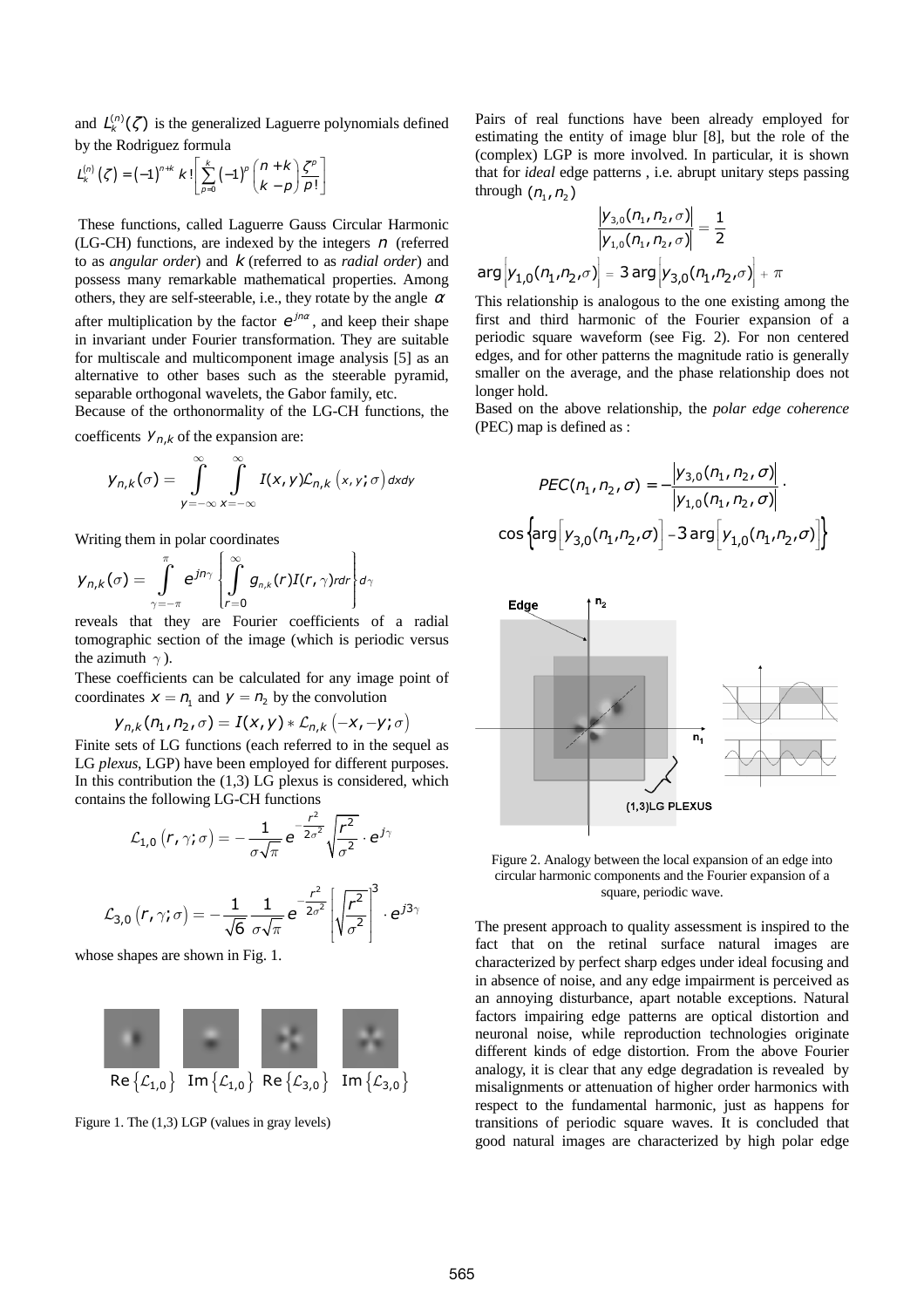and $L_k^{(n)}(\zeta)$ is the generalized Laguerre polynomials defined by the Rodriguez formula

$$L_k^{(n)}(\zeta) = (-1)^{n+k}\, k!\left[\sum_{p=0}^{k}(-1)^p \binom{n+k}{k-p}\frac{\zeta^p}{p!}\right]$$

These functions, called Laguerre Gauss Circular Harmonic (LG-CH) functions, are indexed by the integers $n$ (referred to as *angular order*) and $k$ (referred to as *radial order*) and possess many remarkable mathematical properties. Among others, they are self-steerable, i.e., they rotate by the angle $\alpha$ after multiplication by the factor $e^{jn\alpha}$, and keep their shape in invariant under Fourier transformation. They are suitable for multiscale and multicomponent image analysis [5] as an alternative to other bases such as the steerable pyramid, separable orthogonal wavelets, the Gabor family, etc.

Because of the orthonormality of the LG-CH functions, the coefficents $y_{n,k}$ of the expansion are:

$$y_{n,k}(\sigma) = \int_{y=-\infty}^{\infty}\int_{x=-\infty}^{\infty} I(x,y)\mathcal{L}_{n,k}\left(x,y;\sigma\right)dxdy$$

Writing them in polar coordinates

$$y_{n,k}(\sigma) = \int_{\gamma=-\pi}^{\pi} e^{jn\gamma}\left\{\int_{r=0}^{\infty} g_{n,k}(r)I(r,\gamma)rdr\right\}d\gamma$$

reveals that they are Fourier coefficients of a radial tomographic section of the image (which is periodic versus the azimuth $\gamma$).

These coefficients can be calculated for any image point of coordinates $x = n_1$ and $y = n_2$ by the convolution

$$y_{n,k}(n_1,n_2,\sigma) = I(x,y) * \mathcal{L}_{n,k}\left(-x,-y;\sigma\right)$$

Finite sets of LG functions (each referred to in the sequel as LG *plexus*, LGP) have been employed for different purposes. In this contribution the (1,3) LG plexus is considered, which contains the following LG-CH functions

$$\mathcal{L}_{1,0}\left(r,\gamma;\sigma\right) = -\frac{1}{\sigma\sqrt{\pi}} e^{-\frac{r^2}{2\sigma^2}}\sqrt{\frac{r^2}{\sigma^2}}\cdot e^{j\gamma}$$

$$\mathcal{L}_{3,0}\left(r,\gamma;\sigma\right) = -\frac{1}{\sqrt{6}}\frac{1}{\sigma\sqrt{\pi}} e^{-\frac{r^2}{2\sigma^2}}\left[\sqrt{\frac{r^2}{\sigma^2}}\right]^3\cdot e^{j3\gamma}$$

whose shapes are shown in Fig. 1.

$\mathrm{Re}\{\mathcal{L}_{1,0}\}$ $\mathrm{Im}\{\mathcal{L}_{1,0}\}$ $\mathrm{Re}\{\mathcal{L}_{3,0}\}$ $\mathrm{Im}\{\mathcal{L}_{3,0}\}$

Figure 1. The (1,3) LGP (values in gray levels)

Pairs of real functions have been already employed for estimating the entity of image blur [8], but the role of the (complex) LGP is more involved. In particular, it is shown that for *ideal* edge patterns , i.e. abrupt unitary steps passing through $(n_1,n_2)$

$$\frac{\left|y_{3,0}(n_1,n_2,\sigma)\right|}{\left|y_{1,0}(n_1,n_2,\sigma)\right|} = \frac{1}{2}$$

$$\arg\left[y_{1,0}(n_1,n_2,\sigma)\right] = 3\arg\left[y_{3,0}(n_1,n_2,\sigma)\right] + \pi$$

This relationship is analogous to the one existing among the first and third harmonic of the Fourier expansion of a periodic square waveform (see Fig. 2). For non centered edges, and for other patterns the magnitude ratio is generally smaller on the average, and the phase relationship does not longer hold.

Based on the above relationship, the *polar edge coherence* (PEC) map is defined as :

$$PEC(n_1,n_2,\sigma) = -\frac{\left|y_{3,0}(n_1,n_2,\sigma)\right|}{\left|y_{1,0}(n_1,n_2,\sigma)\right|}\cdot \cos\left\{\arg\left[y_{3,0}(n_1,n_2,\sigma)\right] - 3\arg\left[y_{1,0}(n_1,n_2,\sigma)\right]\right\}$$

Figure 2. Analogy between the local expansion of an edge into circular harmonic components and the Fourier expansion of a square, periodic wave.

The present approach to quality assessment is inspired to the fact that on the retinal surface natural images are characterized by perfect sharp edges under ideal focusing and in absence of noise, and any edge impairment is perceived as an annoying disturbance, apart notable exceptions. Natural factors impairing edge patterns are optical distortion and neuronal noise, while reproduction technologies originate different kinds of edge distortion. From the above Fourier analogy, it is clear that any edge degradation is revealed by misalignments or attenuation of higher order harmonics with respect to the fundamental harmonic, just as happens for transitions of periodic square waves. It is concluded that good natural images are characterized by high polar edge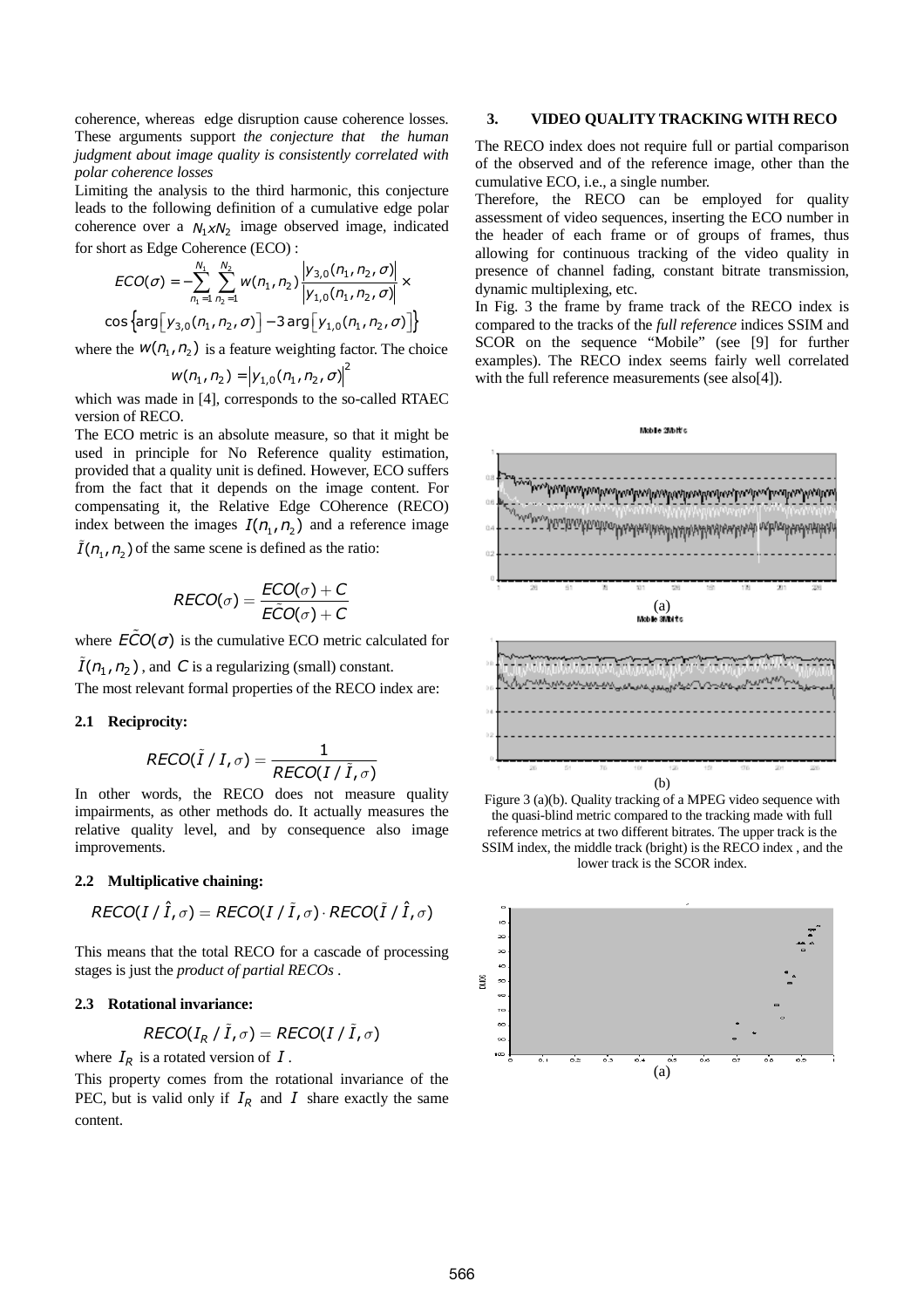coherence, whereas edge disruption cause coherence losses. These arguments support *the conjecture that the human judgment about image quality is consistently correlated with polar coherence losses*

Limiting the analysis to the third harmonic, this conjecture leads to the following definition of a cumulative edge polar coherence over a $N_1 x N_2$ image observed image, indicated for short as Edge Coherence (ECO) :

$$ECO(\sigma) = -\sum_{n_1=1}^{N_1} \sum_{n_2=1}^{N_2} w(n_1,n_2) \frac{\left|y_{3,0}(n_1,n_2,\sigma)\right|}{\left|y_{1,0}(n_1,n_2,\sigma)\right|} \times \cos\left\{\arg\left[y_{3,0}(n_1,n_2,\sigma)\right] - 3\arg\left[y_{1,0}(n_1,n_2,\sigma)\right]\right\}$$

where the $w(n_1,n_2)$ is a feature weighting factor. The choice

$$w(n_1,n_2) = \left|y_{1,0}(n_1,n_2,\sigma)\right|^2$$

which was made in [4], corresponds to the so-called RTAEC version of RECO.

The ECO metric is an absolute measure, so that it might be used in principle for No Reference quality estimation, provided that a quality unit is defined. However, ECO suffers from the fact that it depends on the image content. For compensating it, the Relative Edge COherence (RECO) index between the images $I(n_1,n_2)$ and a reference image $\tilde{I}(n_1,n_2)$ of the same scene is defined as the ratio:

$$RECO(\sigma) = \frac{ECO(\sigma) + C}{\tilde{ECO}(\sigma) + C}$$

where $\tilde{ECO}(\sigma)$ is the cumulative ECO metric calculated for $\tilde{I}(n_1,n_2)$ , and $C$ is a regularizing (small) constant.

The most relevant formal properties of the RECO index are:

### 2.1 Reciprocity:

$$RECO(\tilde{I}/I,\sigma) = \frac{1}{RECO(I/\tilde{I},\sigma)}$$

In other words, the RECO does not measure quality impairments, as other methods do. It actually measures the relative quality level, and by consequence also image improvements.

### 2.2 Multiplicative chaining:

$$RECO(I/\hat{I},\sigma) = RECO(I/\tilde{I},\sigma) \cdot RECO(\tilde{I}/\hat{I},\sigma)$$

This means that the total RECO for a cascade of processing stages is just the *product of partial RECOs* .

### 2.3 Rotational invariance:

$$RECO(I_R/\tilde{I},\sigma) = RECO(I/\tilde{I},\sigma)$$

where $I_R$ is a rotated version of $I$ .

This property comes from the rotational invariance of the PEC, but is valid only if $I_R$ and $I$ share exactly the same content.

## 3. VIDEO QUALITY TRACKING WITH RECO

The RECO index does not require full or partial comparison of the observed and of the reference image, other than the cumulative ECO, i.e., a single number.

Therefore, the RECO can be employed for quality assessment of video sequences, inserting the ECO number in the header of each frame or of groups of frames, thus allowing for continuous tracking of the video quality in presence of channel fading, constant bitrate transmission, dynamic multiplexing, etc.

In Fig. 3 the frame by frame track of the RECO index is compared to the tracks of the *full reference* indices SSIM and SCOR on the sequence "Mobile" (see [9] for further examples). The RECO index seems fairly well correlated with the full reference measurements (see also[4]).

(a)

(b)

Figure 3 (a)(b). Quality tracking of a MPEG video sequence with the quasi-blind metric compared to the tracking made with full reference metrics at two different bitrates. The upper track is the SSIM index, the middle track (bright) is the RECO index , and the lower track is the SCOR index.

(a)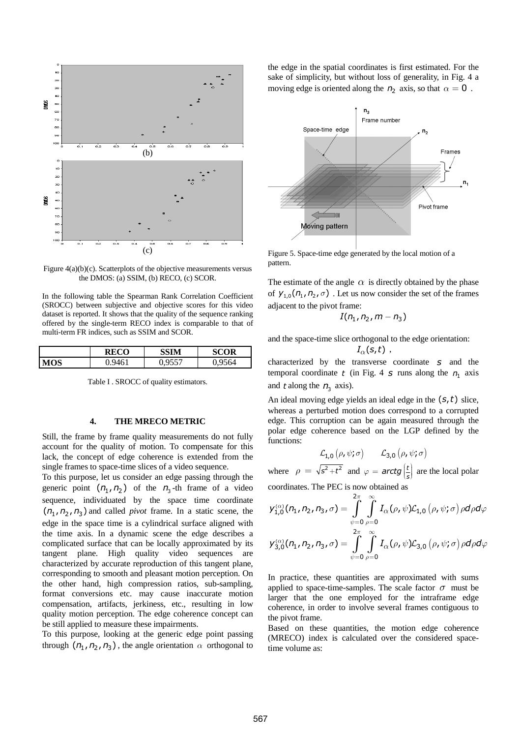(b)

(c)

Figure 4(a)(b)(c). Scatterplots of the objective measurements versus the DMOS: (a) SSIM, (b) RECO, (c) SCOR.

In the following table the Spearman Rank Correlation Coefficient (SROCC) between subjective and objective scores for this video dataset is reported. It shows that the quality of the sequence ranking offered by the single-term RECO index is comparable to that of multi-term FR indices, such as SSIM and SCOR.

|  | RECO | SSIM | SCOR |
|---|---|---|---|
| **MOS** | 0.9461 | 0,9557 | 0,9564 |

Table I . SROCC of quality estimators.

## 4. THE MRECO METRIC

Still, the frame by frame quality measurements do not fully account for the quality of motion. To compensate for this lack, the concept of edge coherence is extended from the single frames to space-time slices of a video sequence.

To this purpose, let us consider an edge passing through the generic point $(n_1, n_2)$ of the $n_3$-th frame of a video sequence, individuated by the space time coordinate $(n_1, n_2, n_3)$ and called *pivot* frame. In a static scene, the edge in the space time is a cylindrical surface aligned with the time axis. In a dynamic scene the edge describes a complicated surface that can be locally approximated by its tangent plane. High quality video sequences are characterized by accurate reproduction of this tangent plane, corresponding to smooth and pleasant motion perception. On the other hand, high compression ratios, sub-sampling, format conversions etc. may cause inaccurate motion compensation, artifacts, jerkiness, etc., resulting in low quality motion perception. The edge coherence concept can be still applied to measure these impairments.

To this purpose, looking at the generic edge point passing through $(n_1, n_2, n_3)$, the angle orientation $\alpha$ orthogonal to the edge in the spatial coordinates is first estimated. For the sake of simplicity, but without loss of generality, in Fig. 4 a moving edge is oriented along the $n_2$ axis, so that $\alpha = 0$ .

Figure 5. Space-time edge generated by the local motion of a pattern.

The estimate of the angle $\alpha$ is directly obtained by the phase of $y_{1,0}(n_1, n_2, \sigma)$ . Let us now consider the set of the frames adjacent to the pivot frame:

$$I(n_1, n_2, m - n_3)$$

and the space-time slice orthogonal to the edge orientation:

$$I_\alpha(s,t) ,$$

characterized by the transverse coordinate $s$ and the temporal coordinate $t$ (in Fig. 4 $s$ runs along the $n_1$ axis and $t$ along the $n_3$ axis).

An ideal moving edge yields an ideal edge in the $(s,t)$ slice, whereas a perturbed motion does correspond to a corrupted edge. This corruption can be again measured through the polar edge coherence based on the LGP defined by the functions:

$$\mathcal{L}_{1,0}\left(\rho, \psi; \sigma\right) \qquad \mathcal{L}_{3,0}\left(\rho, \psi; \sigma\right)$$

where $\rho = \sqrt{s^2 + t^2}$ and $\varphi = arctg\left(\frac{t}{s}\right)$ are the local polar coordinates. The PEC is now obtained as

$$y_{1,0}^{(\alpha)}(n_1, n_2, n_3, \sigma) = \int_{\psi=0}^{2\pi} \int_{\rho=0}^{\infty} I_\alpha(\rho, \psi) \mathcal{L}_{1,0}\left(\rho, \psi; \sigma\right) \rho d\rho d\varphi$$

$$y_{3,0}^{(\alpha)}(n_1, n_2, n_3, \sigma) = \int_{\psi=0}^{2\pi} \int_{\rho=0}^{\infty} I_\alpha(\rho, \psi) \mathcal{L}_{3,0}\left(\rho, \psi; \sigma\right) \rho d\rho d\varphi$$

In practice, these quantities are approximated with sums applied to space-time-samples. The scale factor $\sigma$ must be larger that the one employed for the intraframe edge coherence, in order to involve several frames contiguous to the pivot frame.

Based on these quantities, the motion edge coherence (MRECO) index is calculated over the considered space-time volume as: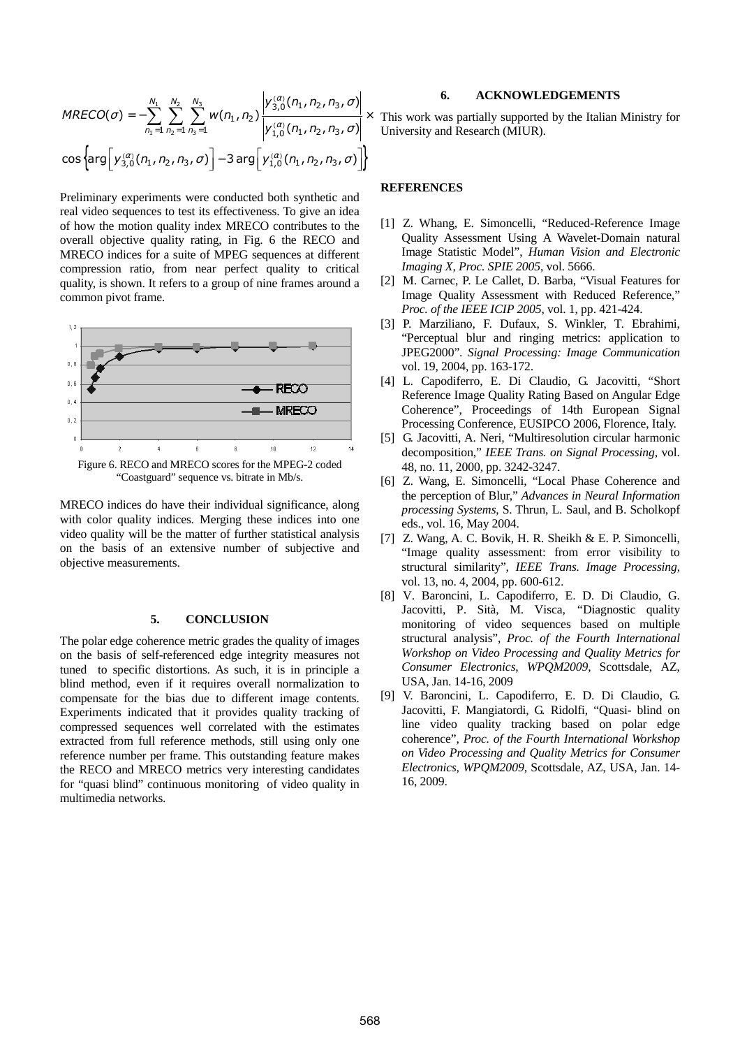$$MRECO(\sigma) = -\sum_{n_1=1}^{N_1}\sum_{n_2=1}^{N_2}\sum_{n_3=1}^{N_3} w(n_1,n_2)\frac{\left|y_{3,0}^{(\alpha)}(n_1,n_2,n_3,\sigma)\right|}{\left|y_{1,0}^{(\alpha)}(n_1,n_2,n_3,\sigma)\right|}\times$$

$$\cos\left\{\arg\left[y_{3,0}^{(\alpha)}(n_1,n_2,n_3,\sigma)\right]-3\arg\left[y_{1,0}^{(\alpha)}(n_1,n_2,n_3,\sigma)\right]\right\}$$

Preliminary experiments were conducted both synthetic and real video sequences to test its effectiveness. To give an idea of how the motion quality index MRECO contributes to the overall objective quality rating, in Fig. 6 the RECO and MRECO indices for a suite of MPEG sequences at different compression ratio, from near perfect quality to critical quality, is shown. It refers to a group of nine frames around a common pivot frame.

1,2
1
0,8
0,6
0,4
0,2
0
0 2 4 6 8 10 12 14
RECO
MRECO

Figure 6. RECO and MRECO scores for the MPEG-2 coded "Coastguard" sequence vs. bitrate in Mb/s.

MRECO indices do have their individual significance, along with color quality indices. Merging these indices into one video quality will be the matter of further statistical analysis on the basis of an extensive number of subjective and objective measurements.

## 5. CONCLUSION

The polar edge coherence metric grades the quality of images on the basis of self-referenced edge integrity measures not tuned to specific distortions. As such, it is in principle a blind method, even if it requires overall normalization to compensate for the bias due to different image contents. Experiments indicated that it provides quality tracking of compressed sequences well correlated with the estimates extracted from full reference methods, still using only one reference number per frame. This outstanding feature makes the RECO and MRECO metrics very interesting candidates for "quasi blind" continuous monitoring of video quality in multimedia networks.

## 6. ACKNOWLEDGEMENTS

This work was partially supported by the Italian Ministry for University and Research (MIUR).

## REFERENCES

[1] Z. Whang, E. Simoncelli, "Reduced-Reference Image Quality Assessment Using A Wavelet-Domain natural Image Statistic Model", *Human Vision and Electronic Imaging X, Proc. SPIE 2005*, vol. 5666.

[2] M. Carnec, P. Le Callet, D. Barba, "Visual Features for Image Quality Assessment with Reduced Reference," *Proc. of the IEEE ICIP 2005*, vol. 1, pp. 421-424.

[3] P. Marziliano, F. Dufaux, S. Winkler, T. Ebrahimi, "Perceptual blur and ringing metrics: application to JPEG2000". *Signal Processing: Image Communication* vol. 19, 2004, pp. 163-172.

[4] L. Capodiferro, E. Di Claudio, G. Jacovitti, "Short Reference Image Quality Rating Based on Angular Edge Coherence", Proceedings of 14th European Signal Processing Conference, EUSIPCO 2006, Florence, Italy.

[5] G. Jacovitti, A. Neri, "Multiresolution circular harmonic decomposition," *IEEE Trans. on Signal Processing*, vol. 48, no. 11, 2000, pp. 3242-3247.

[6] Z. Wang, E. Simoncelli, "Local Phase Coherence and the perception of Blur," *Advances in Neural Information processing Systems*, S. Thrun, L. Saul, and B. Scholkopf eds., vol. 16, May 2004.

[7] Z. Wang, A. C. Bovik, H. R. Sheikh & E. P. Simoncelli, "Image quality assessment: from error visibility to structural similarity", *IEEE Trans. Image Processing*, vol. 13, no. 4, 2004, pp. 600-612.

[8] V. Baroncini, L. Capodiferro, E. D. Di Claudio, G. Jacovitti, P. Sità, M. Visca, "Diagnostic quality monitoring of video sequences based on multiple structural analysis", *Proc. of the Fourth International Workshop on Video Processing and Quality Metrics for Consumer Electronics, WPQM2009*, Scottsdale, AZ, USA, Jan. 14-16, 2009

[9] V. Baroncini, L. Capodiferro, E. D. Di Claudio, G. Jacovitti, F. Mangiatordi, G. Ridolfi, "Quasi- blind on line video quality tracking based on polar edge coherence", *Proc. of the Fourth International Workshop on Video Processing and Quality Metrics for Consumer Electronics, WPQM2009*, Scottsdale, AZ, USA, Jan. 14-16, 2009.